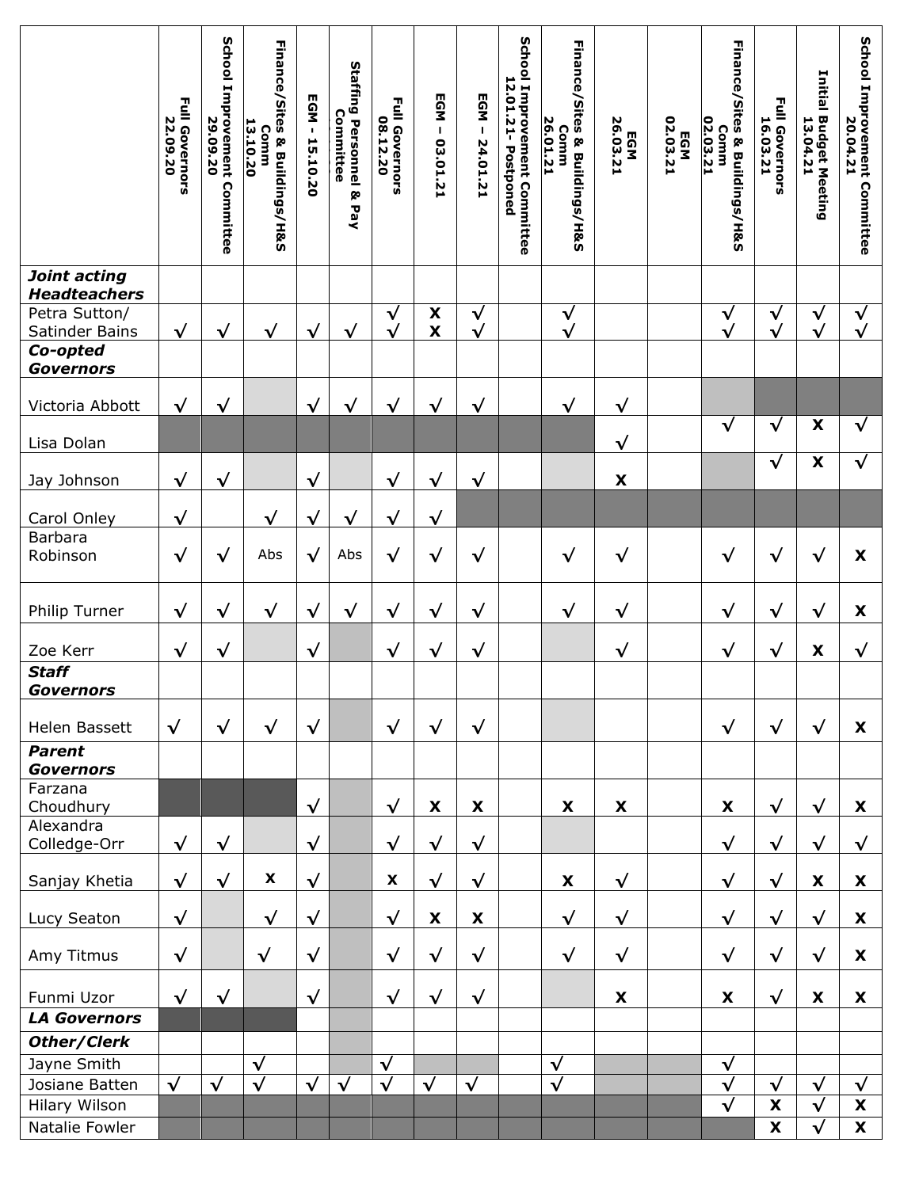| | Full Governors 22.09.20 | School Improvement Committee 29.09.20 | Finance/Sites & Buildings/H&S Comm 13.10.20 | EGM - 15.10.20 | Staffing Personnel & Pay Committee | Full Governors 08.12.20 | EGM – 03.01.21 | EGM – 24.01.21 | School Improvement Committee 12.01.21- Postponed | Finance/Sites & Buildings/H&S Comm 26.01.21 | EGM 26.03.21 | EGM 02.03.21 | Finance/Sites & Buildings/H&S Comm 02.03.21 | Full Governors 16.03.21 | Initial Budget Meeting 13.04.21 | School Improvement Committee 20.04.21 |
|---|---|---|---|---|---|---|---|---|---|---|---|---|---|---|---|---|
| ***Joint acting Headteachers*** | | | | | | | | | | | | | | | | |
| Petra Sutton/ Satinder Bains | √ | √ | √ | √ | √ | √ √ | X X | √ √ | | √ √ | | | √ √ | √ √ | √ √ | √ √ |
| ***Co-opted Governors*** | | | | | | | | | | | | | | | | |
| Victoria Abbott | √ | √ | | √ | √ | √ | √ | √ | | √ | √ | | | | | |
| Lisa Dolan | | | | | | | | | | | √ | | √ | √ | X | √ |
| Jay Johnson | √ | √ | | √ | | √ | √ | √ | | | X | | | √ | X | √ |
| Carol Onley | √ | | √ | √ | √ | √ | √ | | | | | | | | | |
| Barbara Robinson | √ | √ | Abs | √ | Abs | √ | √ | √ | | √ | √ | | √ | √ | √ | X |
| Philip Turner | √ | √ | √ | √ | √ | √ | √ | √ | | √ | √ | | √ | √ | √ | X |
| Zoe Kerr | √ | √ | | √ | | √ | √ | √ | | | √ | | √ | √ | X | √ |
| ***Staff Governors*** | | | | | | | | | | | | | | | | |
| Helen Bassett | √ | √ | √ | √ | | √ | √ | √ | | | | | √ | √ | √ | X |
| ***Parent Governors*** | | | | | | | | | | | | | | | | |
| Farzana Choudhury | | | | √ | | √ | X | X | | X | X | | X | √ | √ | X |
| Alexandra Colledge-Orr | √ | √ | | √ | | √ | √ | √ | | | | | √ | √ | √ | √ |
| Sanjay Khetia | √ | √ | X | √ | | X | √ | √ | | X | √ | | √ | √ | X | X |
| Lucy Seaton | √ | | √ | √ | | √ | X | X | | √ | √ | | √ | √ | √ | X |
| Amy Titmus | √ | | √ | √ | | √ | √ | √ | | √ | √ | | √ | √ | √ | X |
| Funmi Uzor | √ | √ | | √ | | √ | √ | √ | | | X | | X | √ | X | X |
| ***LA Governors*** | | | | | | | | | | | | | | | | |
| ***Other/Clerk*** | | | | | | | | | | | | | | | | |
| Jayne Smith | | | √ | | | √ | | | | √ | | | √ | | | |
| Josiane Batten | √ | √ | √ | √ | √ | √ | √ | √ | | √ | | | √ | √ | √ | √ |
| Hilary Wilson | | | | | | | | | | | | | √ | X | √ | X |
| Natalie Fowler | | | | | | | | | | | | | | X | √ | X |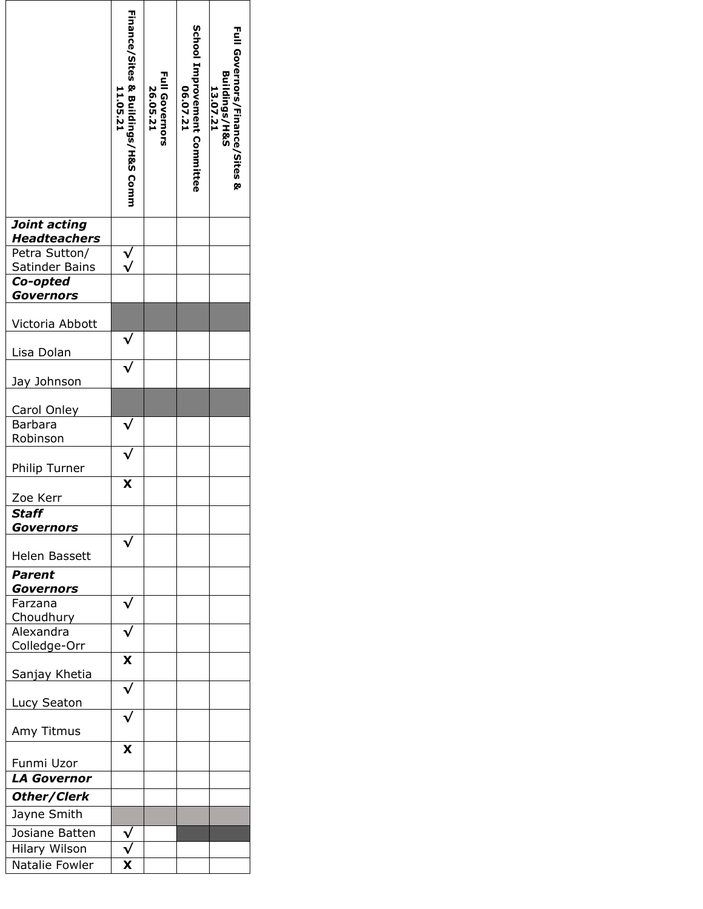| | Finance/Sites & Buildings/H&S Comm 11.05.21 | Full Governors 26.05.21 | School Improvement Committee 06.07.21 | Full Governors/Finance/Sites & Buildings/H&S 13.07.21 |
|---|---|---|---|---|
| ***Joint acting Headteachers*** | | | | |
| Petra Sutton/ Satinder Bains | √ √ | | | |
| ***Co-opted Governors*** | | | | |
| Victoria Abbott | | | | |
| Lisa Dolan | √ | | | |
| Jay Johnson | √ | | | |
| Carol Onley | | | | |
| Barbara Robinson | √ | | | |
| Philip Turner | √ | | | |
| Zoe Kerr | **X** | | | |
| ***Staff Governors*** | | | | |
| Helen Bassett | √ | | | |
| ***Parent Governors*** | | | | |
| Farzana Choudhury | √ | | | |
| Alexandra Colledge-Orr | √ | | | |
| Sanjay Khetia | **X** | | | |
| Lucy Seaton | √ | | | |
| Amy Titmus | √ | | | |
| Funmi Uzor | **X** | | | |
| ***LA Governor*** | | | | |
| ***Other/Clerk*** | | | | |
| Jayne Smith | | | | |
| Josiane Batten | √ | | | |
| Hilary Wilson | √ | | | |
| Natalie Fowler | **X** | | | |